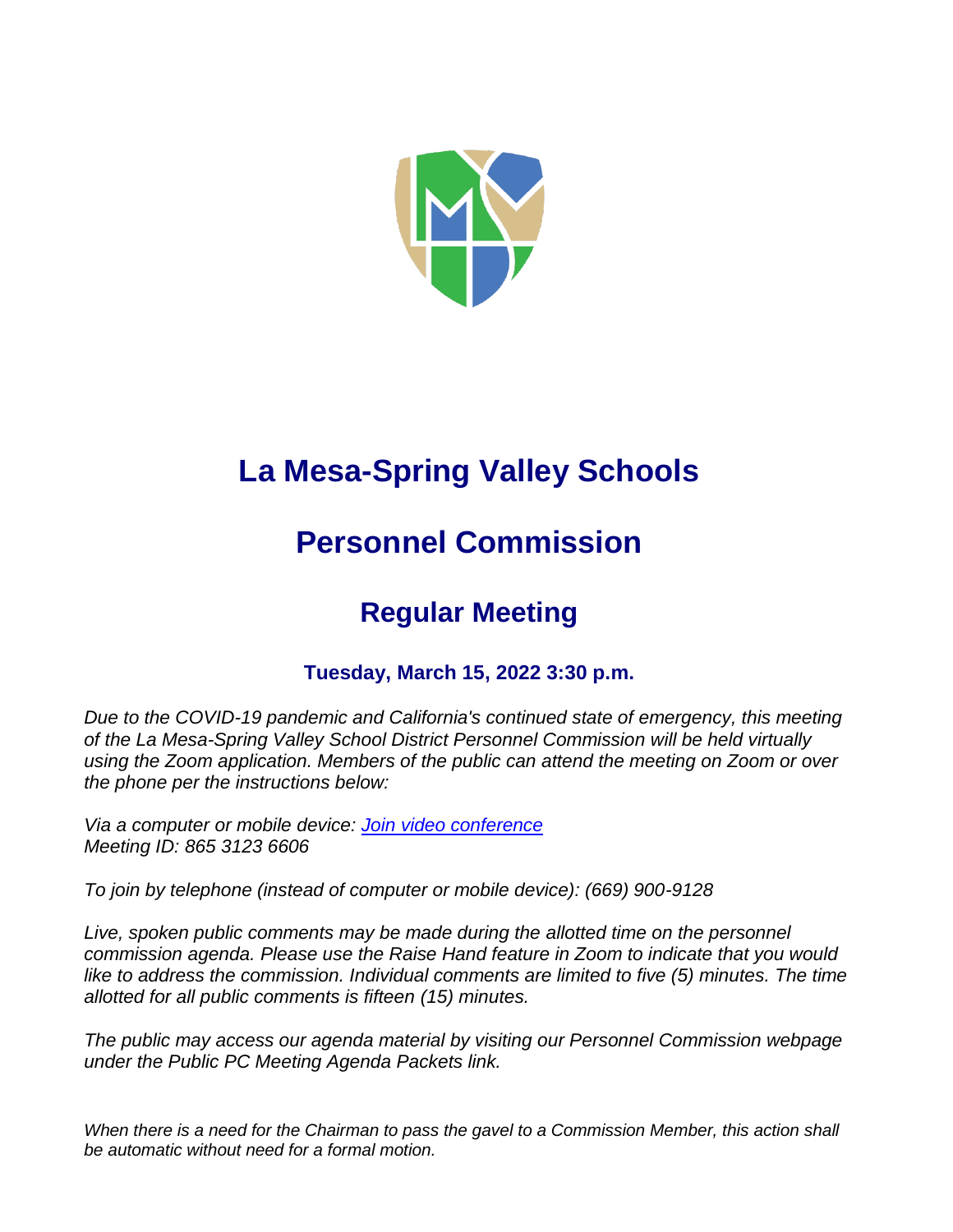# La Mesa-Spring Valley Schools

# Personnel Commission

## Regular Meeting

### Tuesday, March 15, 2022 3:30 p.m.

*Due to the COVID-19 pandemic and California's continued state of emergency, this meeting of the La Mesa-Spring Valley School District Personnel Commission will be held virtually using the Zoom application. Members of the public can attend the meeting on Zoom or over the phone per the instructions below:*

*Via a computer or mobile device: Join video conference*
*Meeting ID: 865 3123 6606*

*To join by telephone (instead of computer or mobile device): (669) 900-9128*

*Live, spoken public comments may be made during the allotted time on the personnel commission agenda. Please use the Raise Hand feature in Zoom to indicate that you would like to address the commission. Individual comments are limited to five (5) minutes. The time allotted for all public comments is fifteen (15) minutes.*

*The public may access our agenda material by visiting our Personnel Commission webpage under the Public PC Meeting Agenda Packets link.*

*When there is a need for the Chairman to pass the gavel to a Commission Member, this action shall be automatic without need for a formal motion.*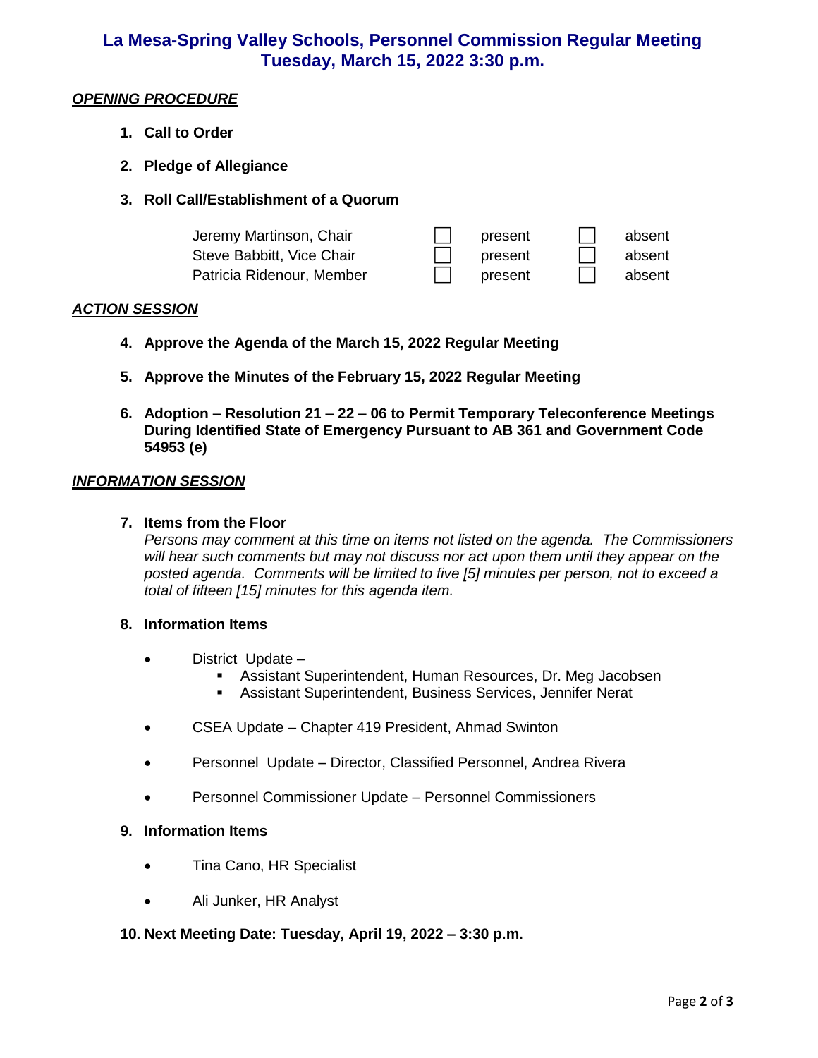# La Mesa-Spring Valley Schools, Personnel Commission Regular Meeting
# Tuesday, March 15, 2022 3:30 p.m.

***OPENING PROCEDURE***

1. **Call to Order**

2. **Pledge of Allegiance**

3. **Roll Call/Establishment of a Quorum**

| | | |
|---|---|---|
| Jeremy Martinson, Chair | ☐ present | ☐ absent |
| Steve Babbitt, Vice Chair | ☐ present | ☐ absent |
| Patricia Ridenour, Member | ☐ present | ☐ absent |

***ACTION SESSION***

4. **Approve the Agenda of the March 15, 2022 Regular Meeting**

5. **Approve the Minutes of the February 15, 2022 Regular Meeting**

6. **Adoption – Resolution 21 – 22 – 06 to Permit Temporary Teleconference Meetings During Identified State of Emergency Pursuant to AB 361 and Government Code 54953 (e)**

***INFORMATION SESSION***

7. **Items from the Floor**

   *Persons may comment at this time on items not listed on the agenda. The Commissioners will hear such comments but may not discuss nor act upon them until they appear on the posted agenda. Comments will be limited to five [5] minutes per person, not to exceed a total of fifteen [15] minutes for this agenda item.*

8. **Information Items**

   - District Update –
     - Assistant Superintendent, Human Resources, Dr. Meg Jacobsen
     - Assistant Superintendent, Business Services, Jennifer Nerat
   - CSEA Update – Chapter 419 President, Ahmad Swinton
   - Personnel Update – Director, Classified Personnel, Andrea Rivera
   - Personnel Commissioner Update – Personnel Commissioners

9. **Information Items**

   - Tina Cano, HR Specialist
   - Ali Junker, HR Analyst

10. **Next Meeting Date: Tuesday, April 19, 2022 – 3:30 p.m.**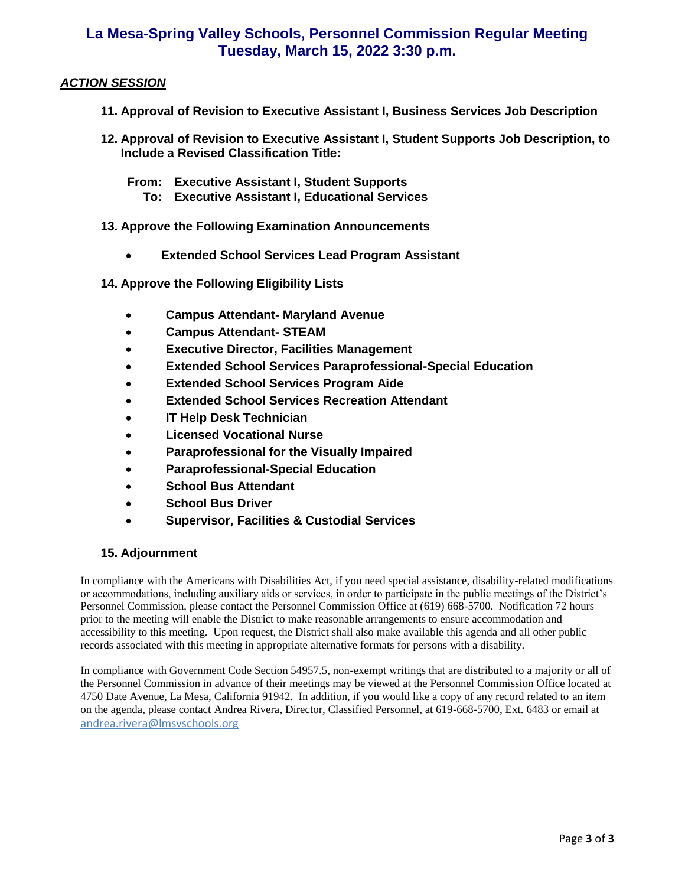# La Mesa-Spring Valley Schools, Personnel Commission Regular Meeting
# Tuesday, March 15, 2022 3:30 p.m.

***ACTION SESSION***

**11. Approval of Revision to Executive Assistant I, Business Services Job Description**

**12. Approval of Revision to Executive Assistant I, Student Supports Job Description, to Include a Revised Classification Title:**

**From: Executive Assistant I, Student Supports**
**To: Executive Assistant I, Educational Services**

**13. Approve the Following Examination Announcements**

- **Extended School Services Lead Program Assistant**

**14. Approve the Following Eligibility Lists**

- **Campus Attendant- Maryland Avenue**
- **Campus Attendant- STEAM**
- **Executive Director, Facilities Management**
- **Extended School Services Paraprofessional-Special Education**
- **Extended School Services Program Aide**
- **Extended School Services Recreation Attendant**
- **IT Help Desk Technician**
- **Licensed Vocational Nurse**
- **Paraprofessional for the Visually Impaired**
- **Paraprofessional-Special Education**
- **School Bus Attendant**
- **School Bus Driver**
- **Supervisor, Facilities & Custodial Services**

**15. Adjournment**

In compliance with the Americans with Disabilities Act, if you need special assistance, disability-related modifications or accommodations, including auxiliary aids or services, in order to participate in the public meetings of the District's Personnel Commission, please contact the Personnel Commission Office at (619) 668-5700. Notification 72 hours prior to the meeting will enable the District to make reasonable arrangements to ensure accommodation and accessibility to this meeting. Upon request, the District shall also make available this agenda and all other public records associated with this meeting in appropriate alternative formats for persons with a disability.

In compliance with Government Code Section 54957.5, non-exempt writings that are distributed to a majority or all of the Personnel Commission in advance of their meetings may be viewed at the Personnel Commission Office located at 4750 Date Avenue, La Mesa, California 91942. In addition, if you would like a copy of any record related to an item on the agenda, please contact Andrea Rivera, Director, Classified Personnel, at 619-668-5700, Ext. 6483 or email at andrea.rivera@lmsvschools.org